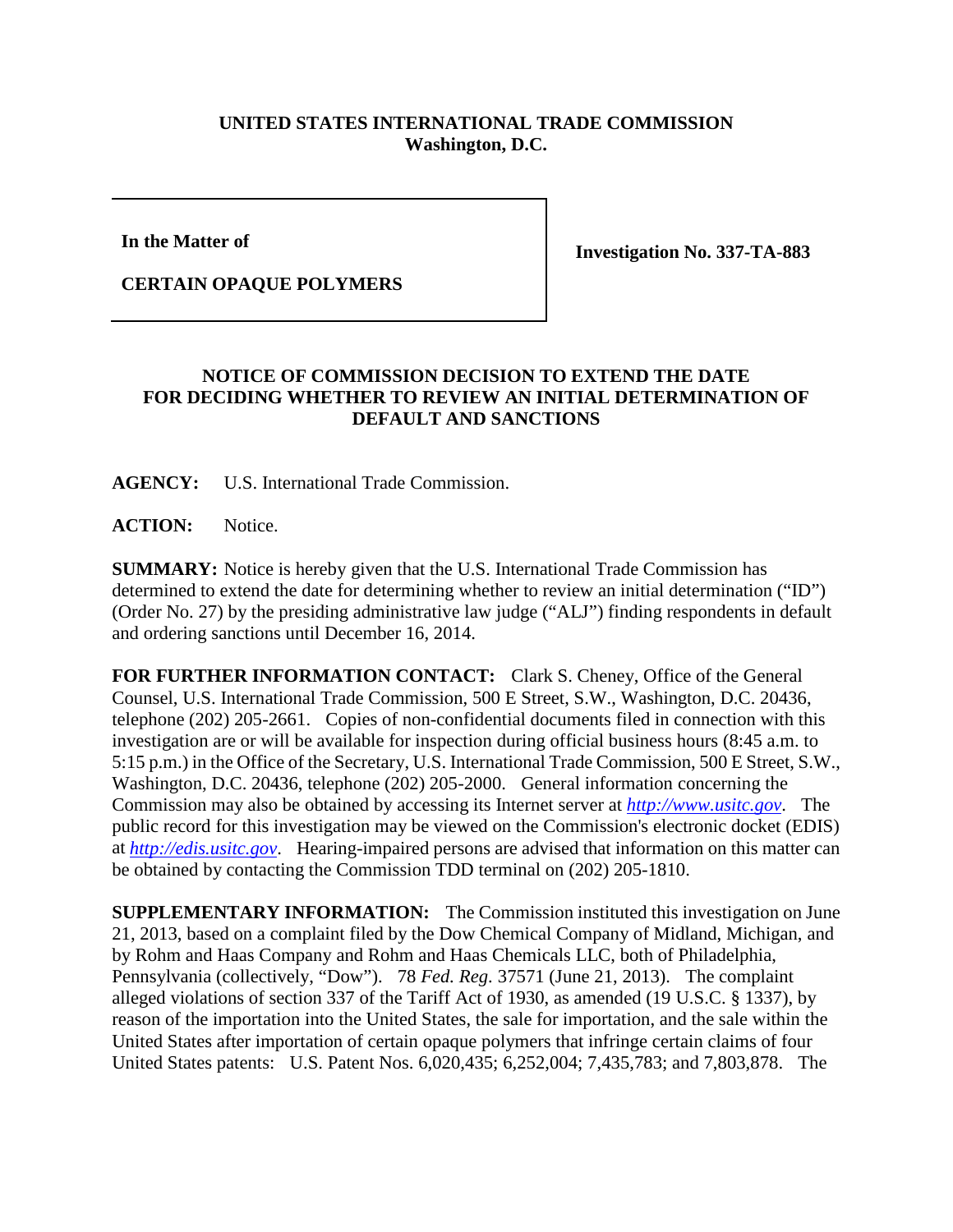**UNITED STATES INTERNATIONAL TRADE COMMISSION**
**Washington, D.C.**

| In the Matter of<br><br>CERTAIN OPAQUE POLYMERS | Investigation No. 337-TA-883 |
|---|---|

**NOTICE OF COMMISSION DECISION TO EXTEND THE DATE FOR DECIDING WHETHER TO REVIEW AN INITIAL DETERMINATION OF DEFAULT AND SANCTIONS**

**AGENCY:** U.S. International Trade Commission.

**ACTION:** Notice.

**SUMMARY:** Notice is hereby given that the U.S. International Trade Commission has determined to extend the date for determining whether to review an initial determination ("ID") (Order No. 27) by the presiding administrative law judge ("ALJ") finding respondents in default and ordering sanctions until December 16, 2014.

**FOR FURTHER INFORMATION CONTACT:** Clark S. Cheney, Office of the General Counsel, U.S. International Trade Commission, 500 E Street, S.W., Washington, D.C. 20436, telephone (202) 205-2661. Copies of non-confidential documents filed in connection with this investigation are or will be available for inspection during official business hours (8:45 a.m. to 5:15 p.m.) in the Office of the Secretary, U.S. International Trade Commission, 500 E Street, S.W., Washington, D.C. 20436, telephone (202) 205-2000. General information concerning the Commission may also be obtained by accessing its Internet server at *http://www.usitc.gov*. The public record for this investigation may be viewed on the Commission's electronic docket (EDIS) at *http://edis.usitc.gov*. Hearing-impaired persons are advised that information on this matter can be obtained by contacting the Commission TDD terminal on (202) 205-1810.

**SUPPLEMENTARY INFORMATION:** The Commission instituted this investigation on June 21, 2013, based on a complaint filed by the Dow Chemical Company of Midland, Michigan, and by Rohm and Haas Company and Rohm and Haas Chemicals LLC, both of Philadelphia, Pennsylvania (collectively, "Dow"). 78 *Fed. Reg.* 37571 (June 21, 2013). The complaint alleged violations of section 337 of the Tariff Act of 1930, as amended (19 U.S.C. § 1337), by reason of the importation into the United States, the sale for importation, and the sale within the United States after importation of certain opaque polymers that infringe certain claims of four United States patents: U.S. Patent Nos. 6,020,435; 6,252,004; 7,435,783; and 7,803,878. The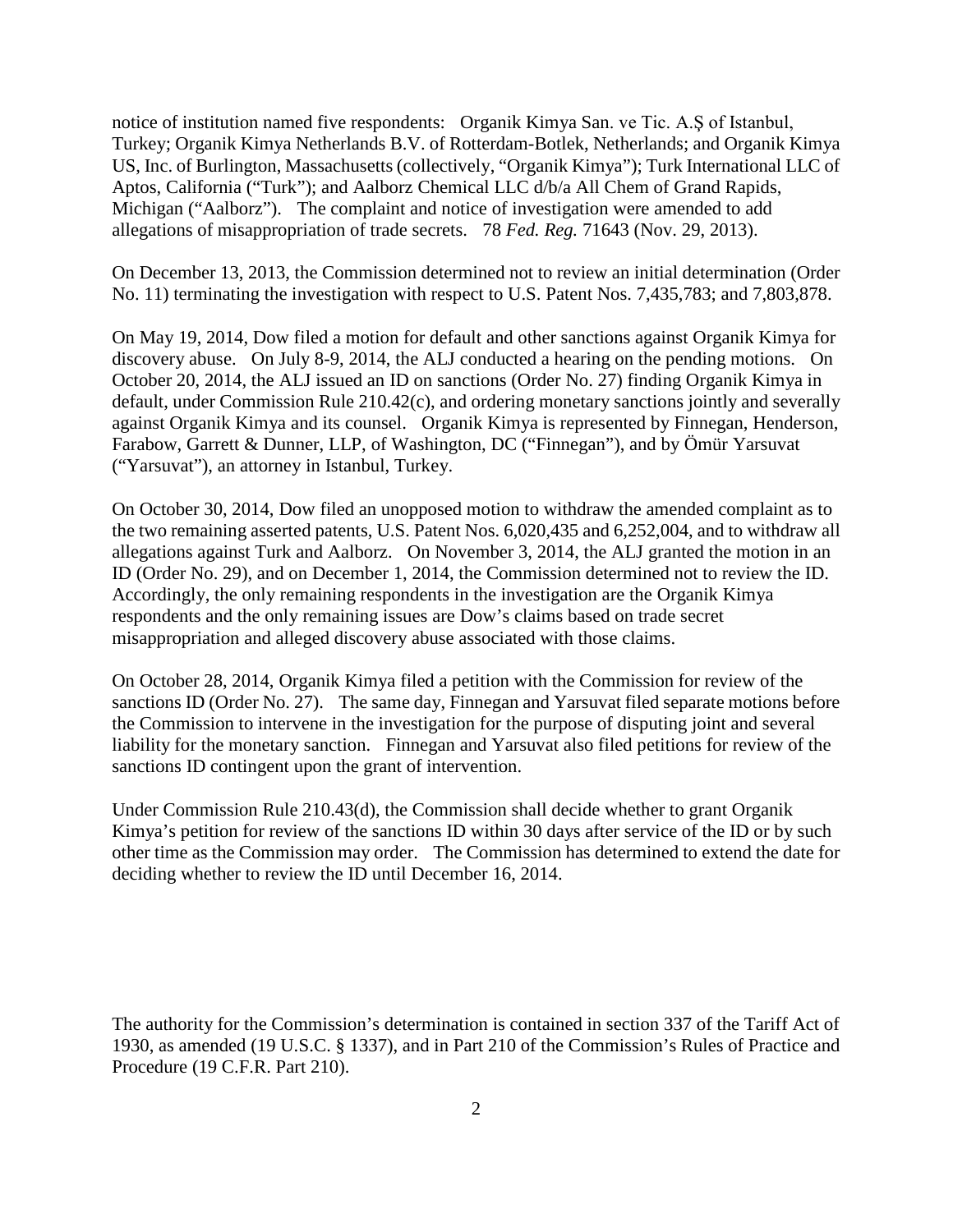notice of institution named five respondents: Organik Kimya San. ve Tic. A.Ş of Istanbul, Turkey; Organik Kimya Netherlands B.V. of Rotterdam-Botlek, Netherlands; and Organik Kimya US, Inc. of Burlington, Massachusetts (collectively, "Organik Kimya"); Turk International LLC of Aptos, California ("Turk"); and Aalborz Chemical LLC d/b/a All Chem of Grand Rapids, Michigan ("Aalborz"). The complaint and notice of investigation were amended to add allegations of misappropriation of trade secrets. 78 *Fed. Reg.* 71643 (Nov. 29, 2013).

On December 13, 2013, the Commission determined not to review an initial determination (Order No. 11) terminating the investigation with respect to U.S. Patent Nos. 7,435,783; and 7,803,878.

On May 19, 2014, Dow filed a motion for default and other sanctions against Organik Kimya for discovery abuse. On July 8-9, 2014, the ALJ conducted a hearing on the pending motions. On October 20, 2014, the ALJ issued an ID on sanctions (Order No. 27) finding Organik Kimya in default, under Commission Rule 210.42(c), and ordering monetary sanctions jointly and severally against Organik Kimya and its counsel. Organik Kimya is represented by Finnegan, Henderson, Farabow, Garrett & Dunner, LLP, of Washington, DC ("Finnegan"), and by Ömür Yarsuvat ("Yarsuvat"), an attorney in Istanbul, Turkey.

On October 30, 2014, Dow filed an unopposed motion to withdraw the amended complaint as to the two remaining asserted patents, U.S. Patent Nos. 6,020,435 and 6,252,004, and to withdraw all allegations against Turk and Aalborz. On November 3, 2014, the ALJ granted the motion in an ID (Order No. 29), and on December 1, 2014, the Commission determined not to review the ID. Accordingly, the only remaining respondents in the investigation are the Organik Kimya respondents and the only remaining issues are Dow's claims based on trade secret misappropriation and alleged discovery abuse associated with those claims.

On October 28, 2014, Organik Kimya filed a petition with the Commission for review of the sanctions ID (Order No. 27). The same day, Finnegan and Yarsuvat filed separate motions before the Commission to intervene in the investigation for the purpose of disputing joint and several liability for the monetary sanction. Finnegan and Yarsuvat also filed petitions for review of the sanctions ID contingent upon the grant of intervention.

Under Commission Rule 210.43(d), the Commission shall decide whether to grant Organik Kimya's petition for review of the sanctions ID within 30 days after service of the ID or by such other time as the Commission may order. The Commission has determined to extend the date for deciding whether to review the ID until December 16, 2014.

The authority for the Commission's determination is contained in section 337 of the Tariff Act of 1930, as amended (19 U.S.C. § 1337), and in Part 210 of the Commission's Rules of Practice and Procedure (19 C.F.R. Part 210).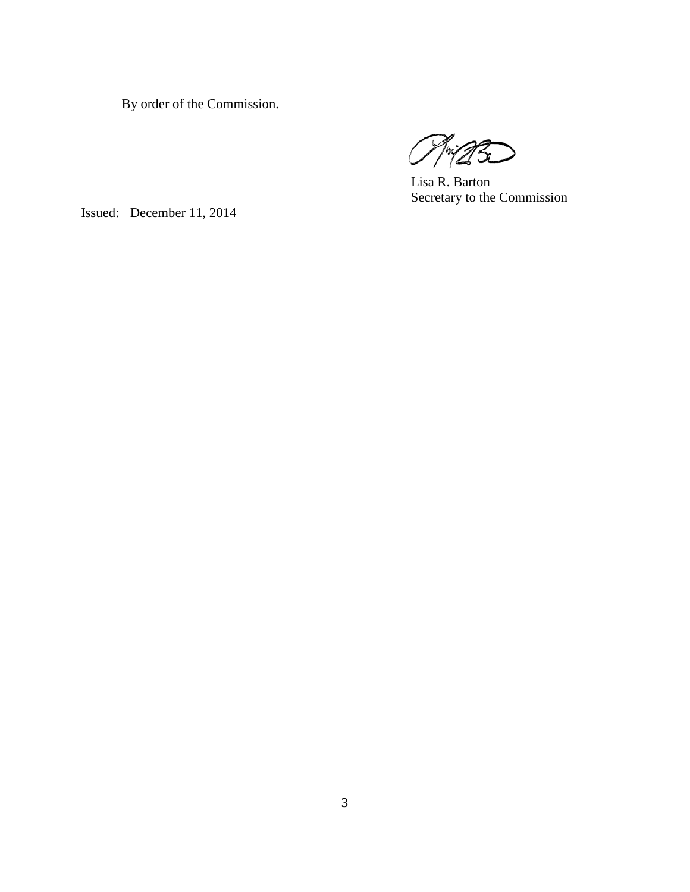By order of the Commission.

Lisa R. Barton
Secretary to the Commission

Issued: December 11, 2014